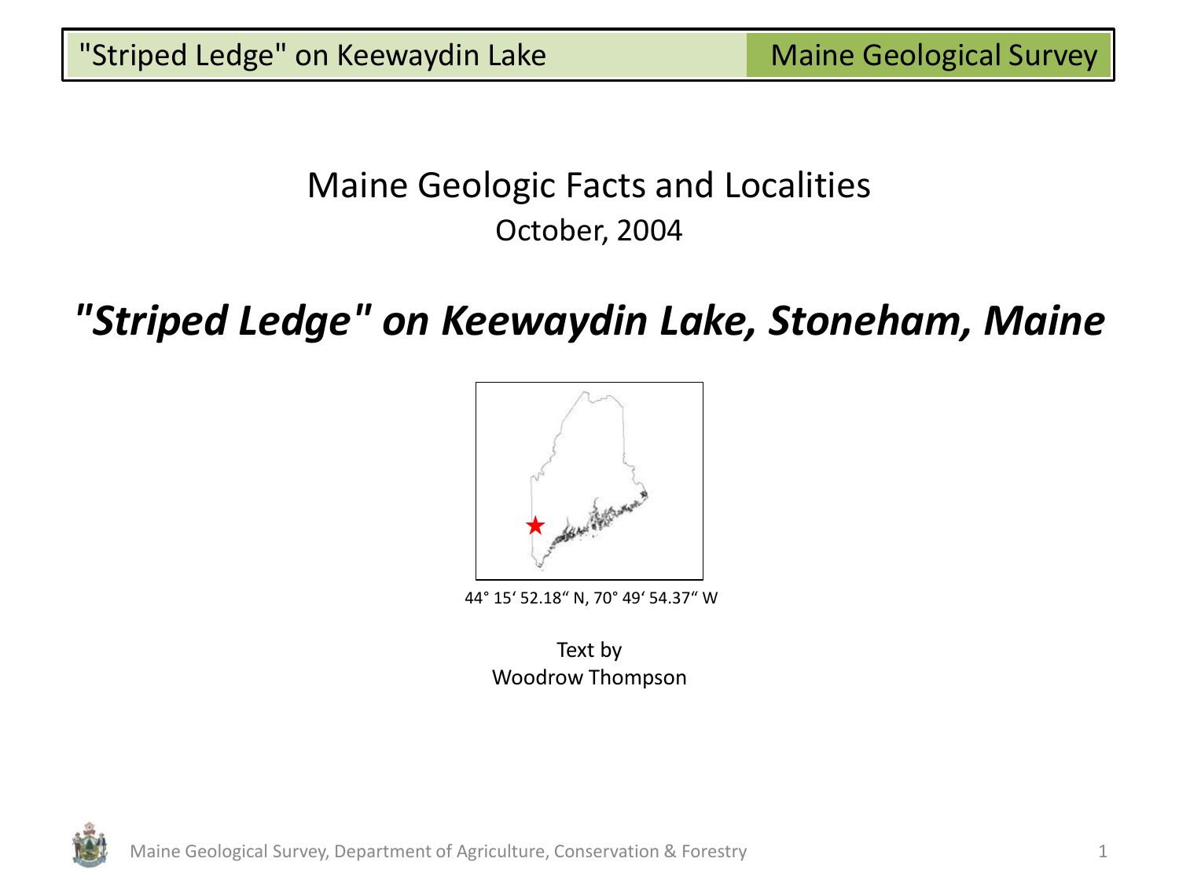Maine Geologic Facts and Localities

October, 2004

# *"Striped Ledge" on Keewaydin Lake, Stoneham, Maine*

44° 15' 52.18" N, 70° 49' 54.37" W

Text by
Woodrow Thompson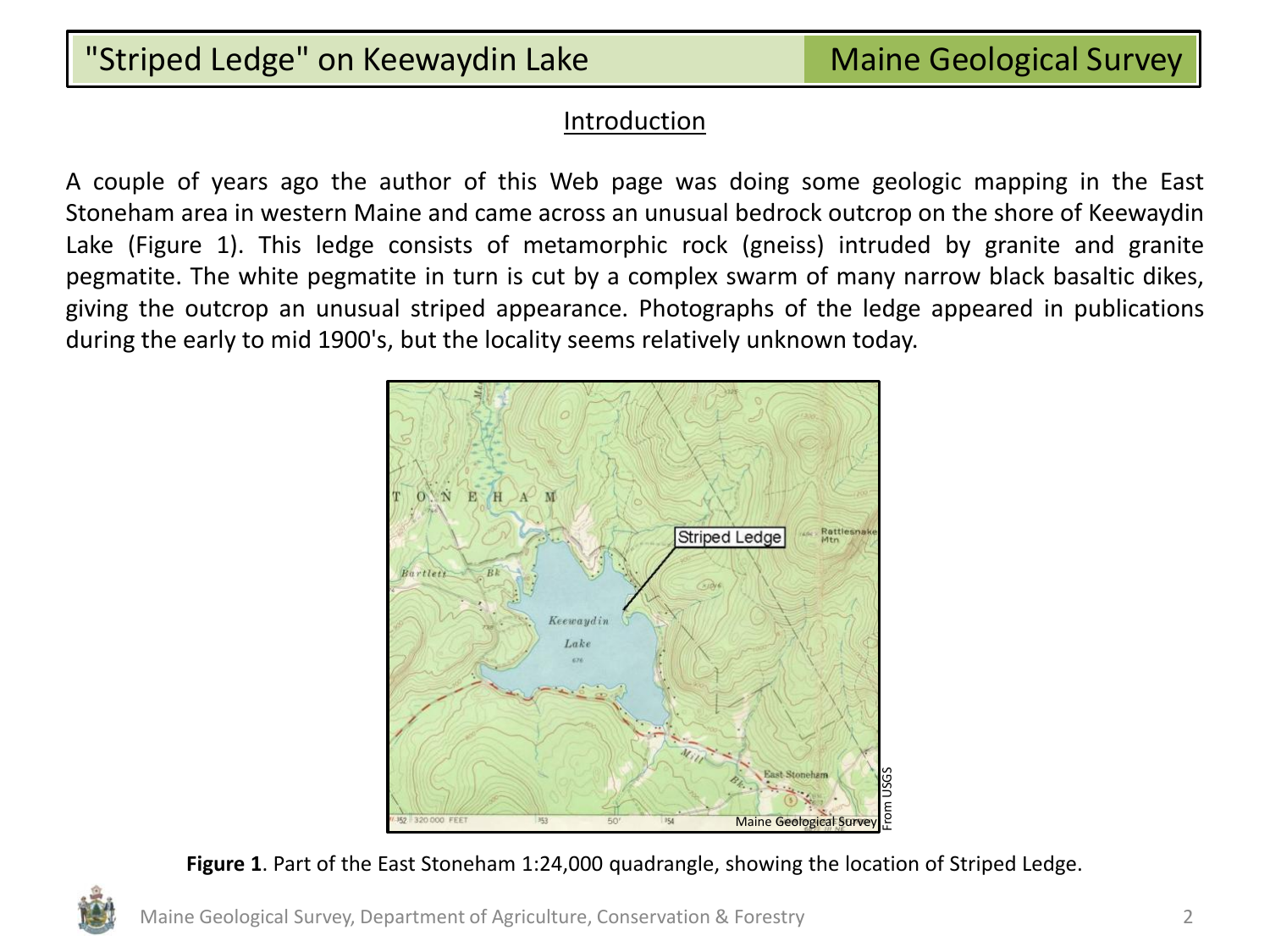## Introduction

A couple of years ago the author of this Web page was doing some geologic mapping in the East Stoneham area in western Maine and came across an unusual bedrock outcrop on the shore of Keewaydin Lake (Figure 1). This ledge consists of metamorphic rock (gneiss) intruded by granite and granite pegmatite. The white pegmatite in turn is cut by a complex swarm of many narrow black basaltic dikes, giving the outcrop an unusual striped appearance. Photographs of the ledge appeared in publications during the early to mid 1900's, but the locality seems relatively unknown today.

**Figure 1**. Part of the East Stoneham 1:24,000 quadrangle, showing the location of Striped Ledge.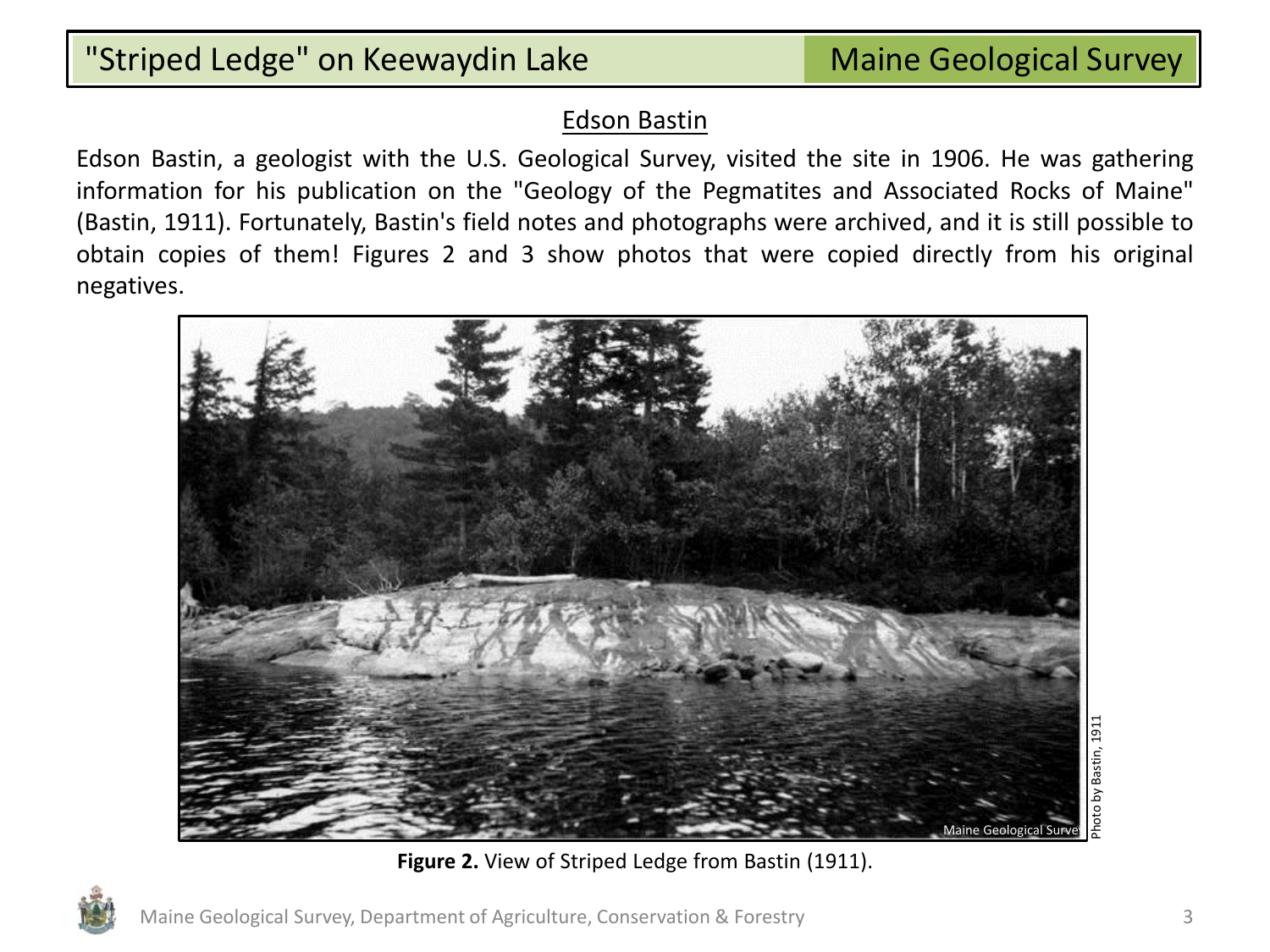## Edson Bastin

Edson Bastin, a geologist with the U.S. Geological Survey, visited the site in 1906. He was gathering information for his publication on the "Geology of the Pegmatites and Associated Rocks of Maine" (Bastin, 1911). Fortunately, Bastin's field notes and photographs were archived, and it is still possible to obtain copies of them! Figures 2 and 3 show photos that were copied directly from his original negatives.

**Figure 2.** View of Striped Ledge from Bastin (1911).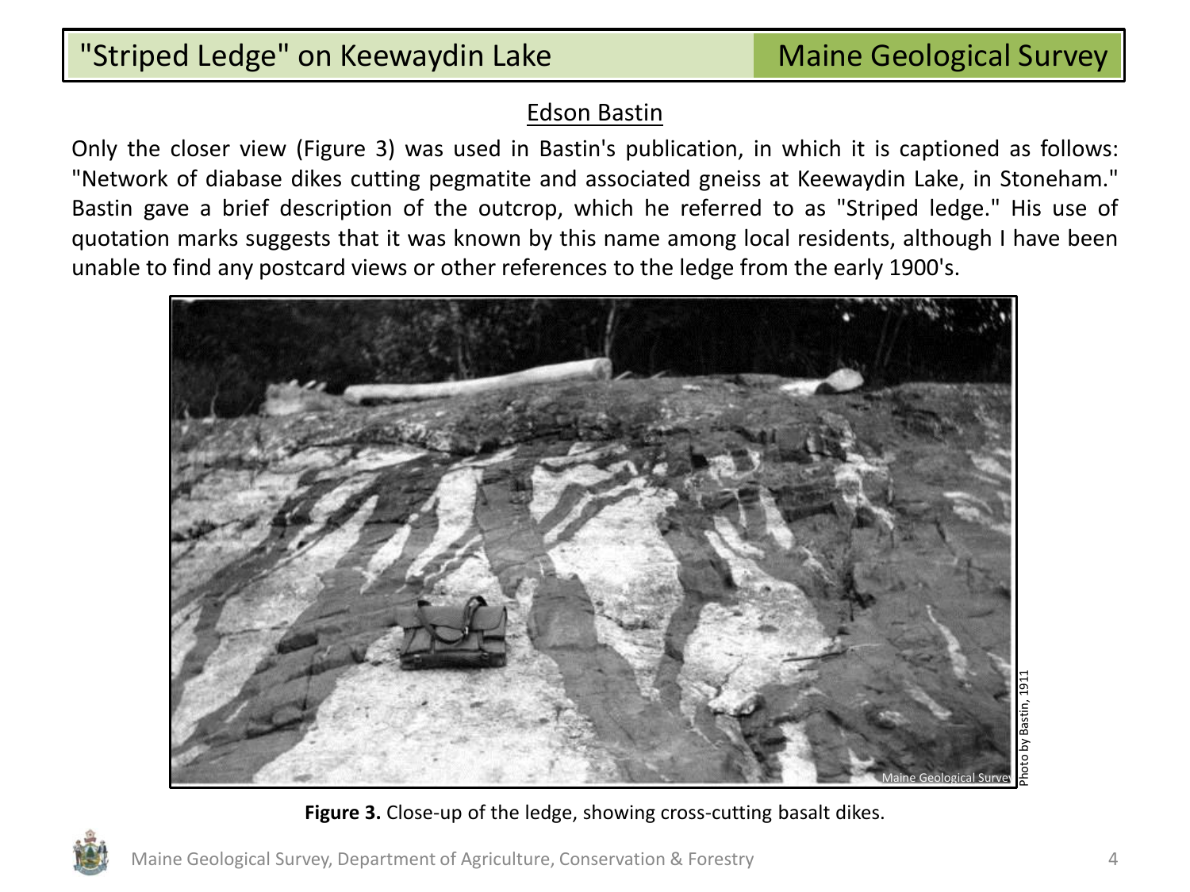## Edson Bastin

Only the closer view (Figure 3) was used in Bastin's publication, in which it is captioned as follows: "Network of diabase dikes cutting pegmatite and associated gneiss at Keewaydin Lake, in Stoneham." Bastin gave a brief description of the outcrop, which he referred to as "Striped ledge." His use of quotation marks suggests that it was known by this name among local residents, although I have been unable to find any postcard views or other references to the ledge from the early 1900's.

Photo by Bastin, 1911

**Figure 3.** Close-up of the ledge, showing cross-cutting basalt dikes.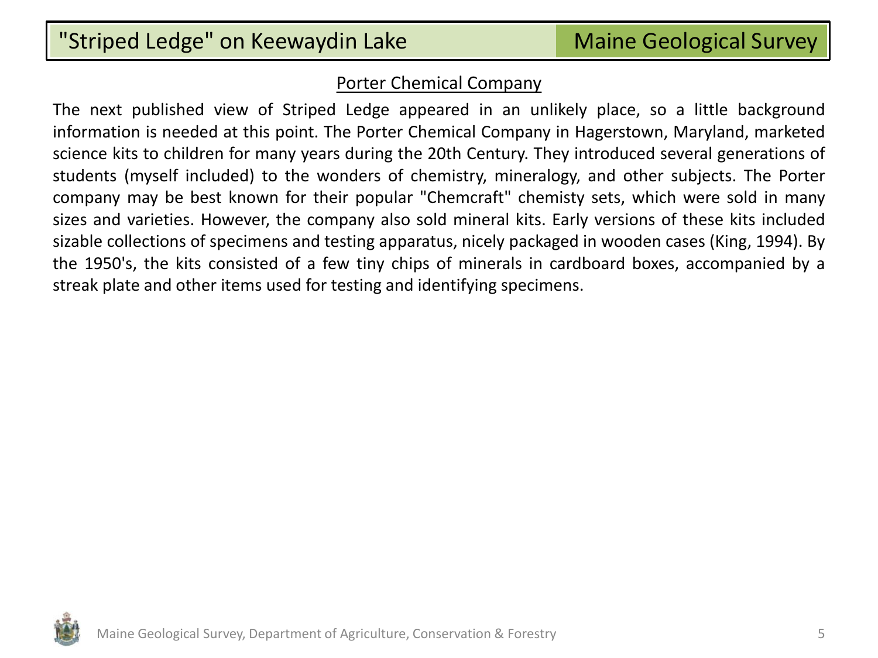## Porter Chemical Company

The next published view of Striped Ledge appeared in an unlikely place, so a little background information is needed at this point. The Porter Chemical Company in Hagerstown, Maryland, marketed science kits to children for many years during the 20th Century. They introduced several generations of students (myself included) to the wonders of chemistry, mineralogy, and other subjects. The Porter company may be best known for their popular "Chemcraft" chemisty sets, which were sold in many sizes and varieties. However, the company also sold mineral kits. Early versions of these kits included sizable collections of specimens and testing apparatus, nicely packaged in wooden cases (King, 1994). By the 1950's, the kits consisted of a few tiny chips of minerals in cardboard boxes, accompanied by a streak plate and other items used for testing and identifying specimens.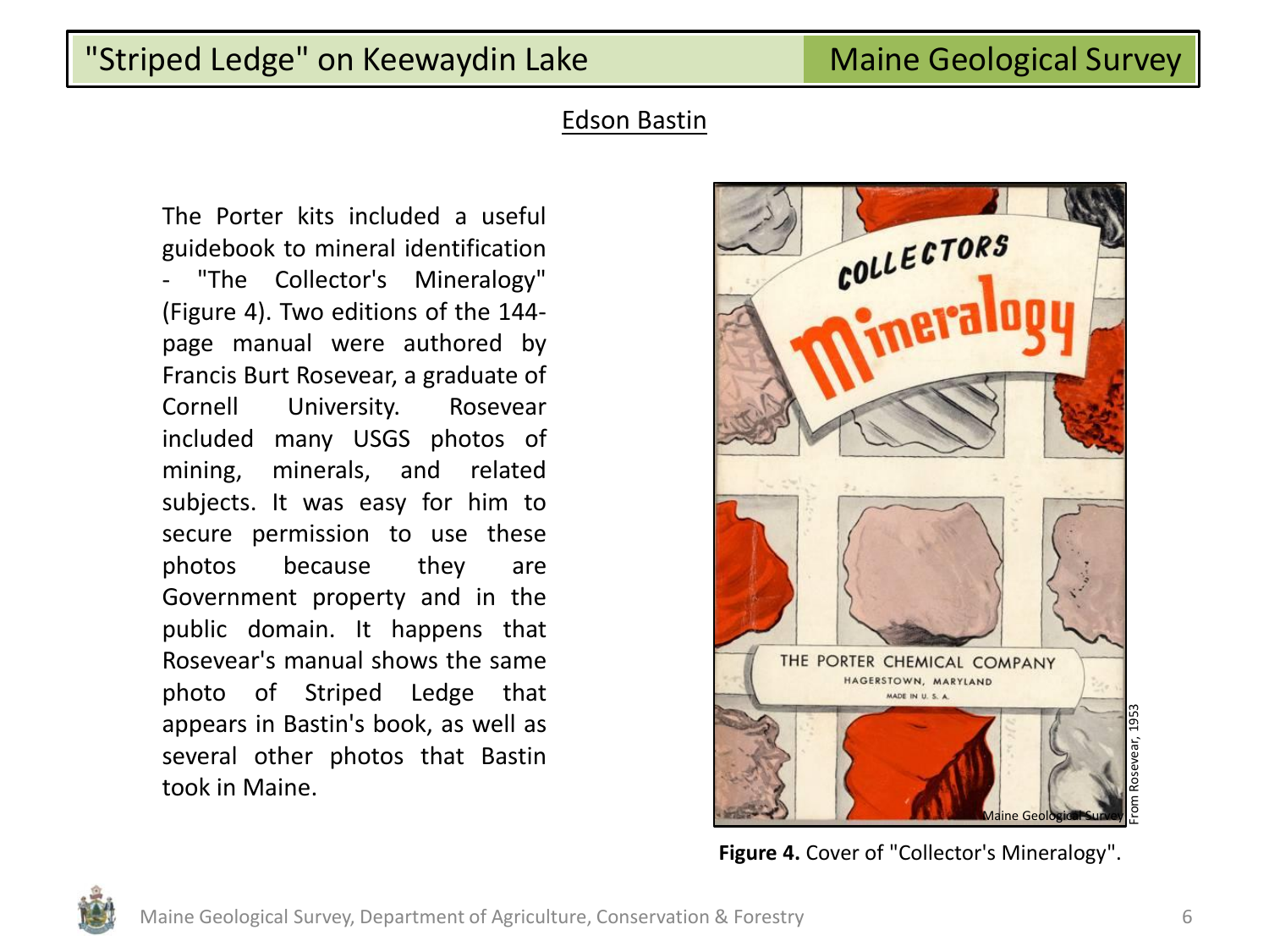## Edson Bastin

The Porter kits included a useful guidebook to mineral identification - "The Collector's Mineralogy" (Figure 4). Two editions of the 144-page manual were authored by Francis Burt Rosevear, a graduate of Cornell University. Rosevear included many USGS photos of mining, minerals, and related subjects. It was easy for him to secure permission to use these photos because they are Government property and in the public domain. It happens that Rosevear's manual shows the same photo of Striped Ledge that appears in Bastin's book, as well as several other photos that Bastin took in Maine.

**Figure 4.** Cover of "Collector's Mineralogy".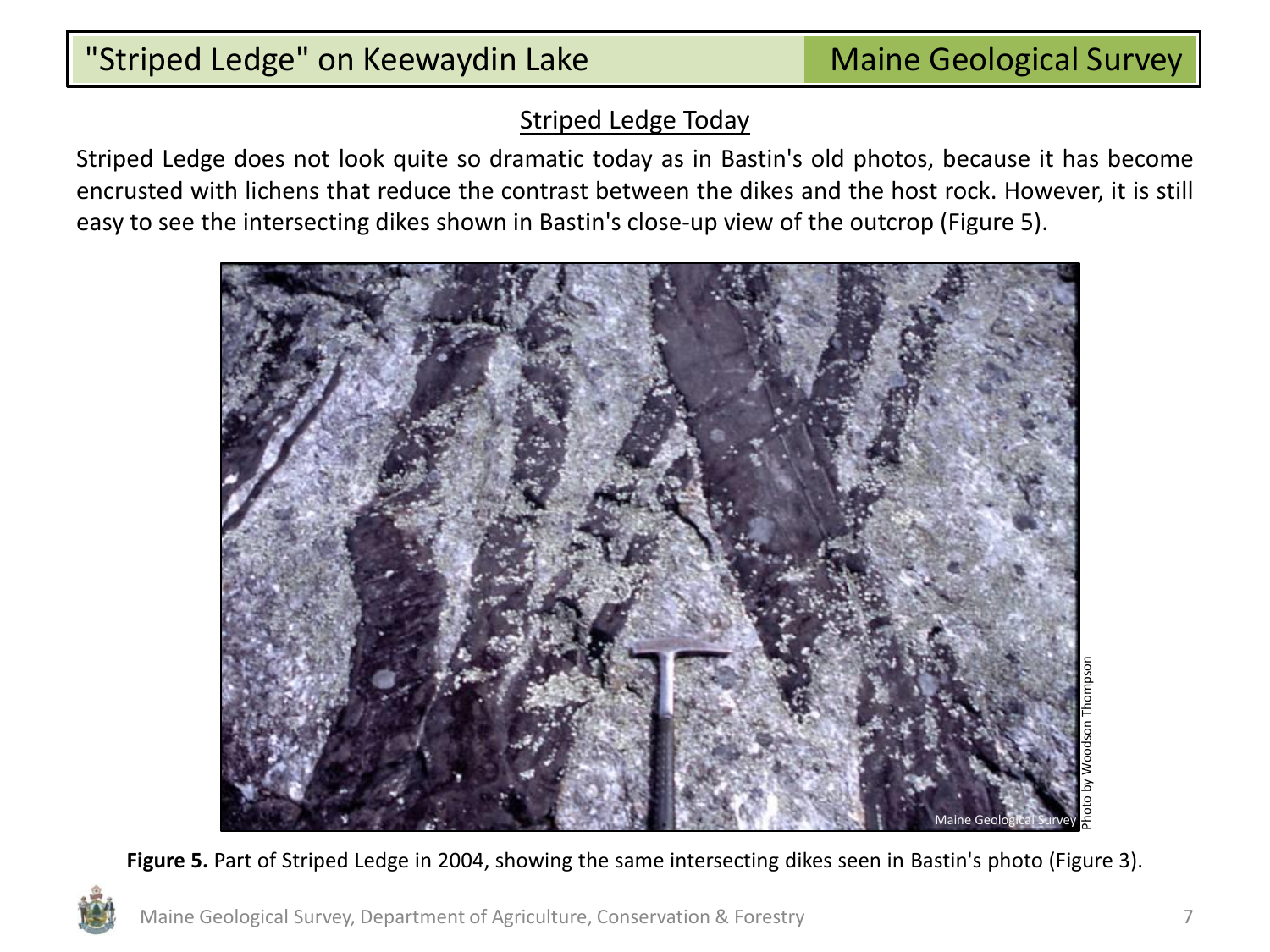## Striped Ledge Today

Striped Ledge does not look quite so dramatic today as in Bastin's old photos, because it has become encrusted with lichens that reduce the contrast between the dikes and the host rock. However, it is still easy to see the intersecting dikes shown in Bastin's close-up view of the outcrop (Figure 5).

**Figure 5.** Part of Striped Ledge in 2004, showing the same intersecting dikes seen in Bastin's photo (Figure 3).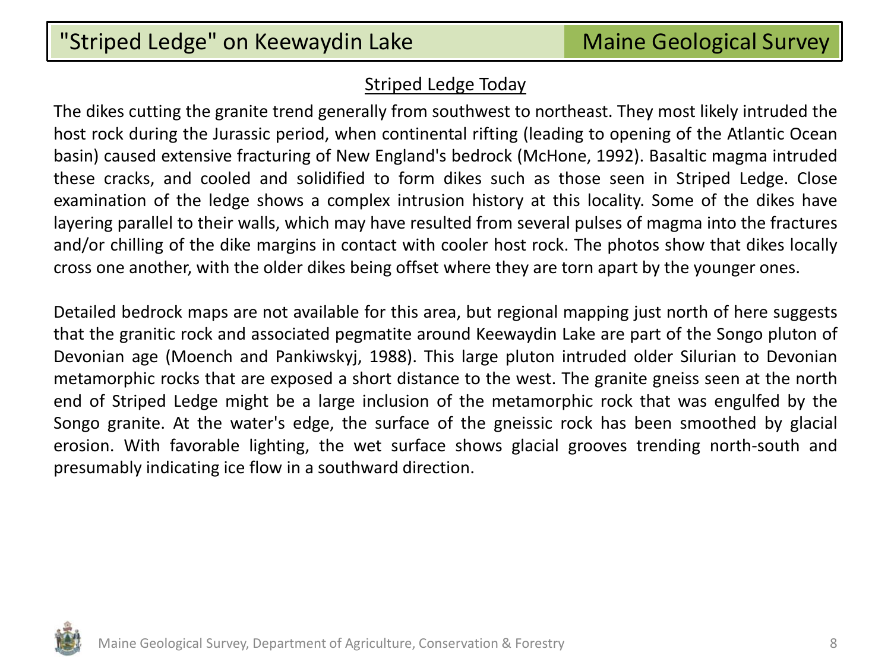## Striped Ledge Today

The dikes cutting the granite trend generally from southwest to northeast. They most likely intruded the host rock during the Jurassic period, when continental rifting (leading to opening of the Atlantic Ocean basin) caused extensive fracturing of New England's bedrock (McHone, 1992). Basaltic magma intruded these cracks, and cooled and solidified to form dikes such as those seen in Striped Ledge. Close examination of the ledge shows a complex intrusion history at this locality. Some of the dikes have layering parallel to their walls, which may have resulted from several pulses of magma into the fractures and/or chilling of the dike margins in contact with cooler host rock. The photos show that dikes locally cross one another, with the older dikes being offset where they are torn apart by the younger ones.

Detailed bedrock maps are not available for this area, but regional mapping just north of here suggests that the granitic rock and associated pegmatite around Keewaydin Lake are part of the Songo pluton of Devonian age (Moench and Pankiwskyj, 1988). This large pluton intruded older Silurian to Devonian metamorphic rocks that are exposed a short distance to the west. The granite gneiss seen at the north end of Striped Ledge might be a large inclusion of the metamorphic rock that was engulfed by the Songo granite. At the water's edge, the surface of the gneissic rock has been smoothed by glacial erosion. With favorable lighting, the wet surface shows glacial grooves trending north-south and presumably indicating ice flow in a southward direction.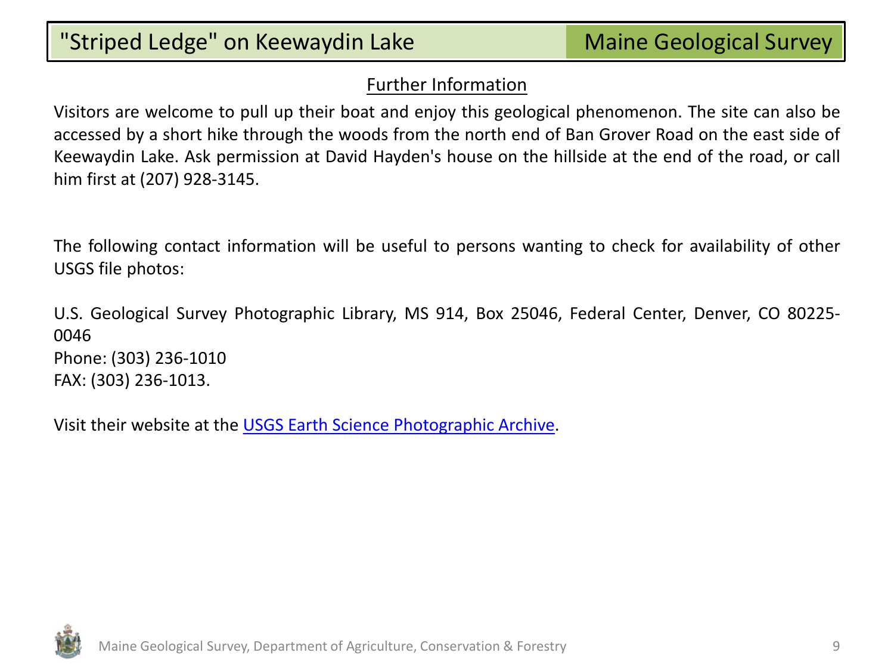## Further Information

Visitors are welcome to pull up their boat and enjoy this geological phenomenon. The site can also be accessed by a short hike through the woods from the north end of Ban Grover Road on the east side of Keewaydin Lake. Ask permission at David Hayden's house on the hillside at the end of the road, or call him first at (207) 928-3145.

The following contact information will be useful to persons wanting to check for availability of other USGS file photos:

U.S. Geological Survey Photographic Library, MS 914, Box 25046, Federal Center, Denver, CO 80225-0046
Phone: (303) 236-1010
FAX: (303) 236-1013.

Visit their website at the USGS Earth Science Photographic Archive.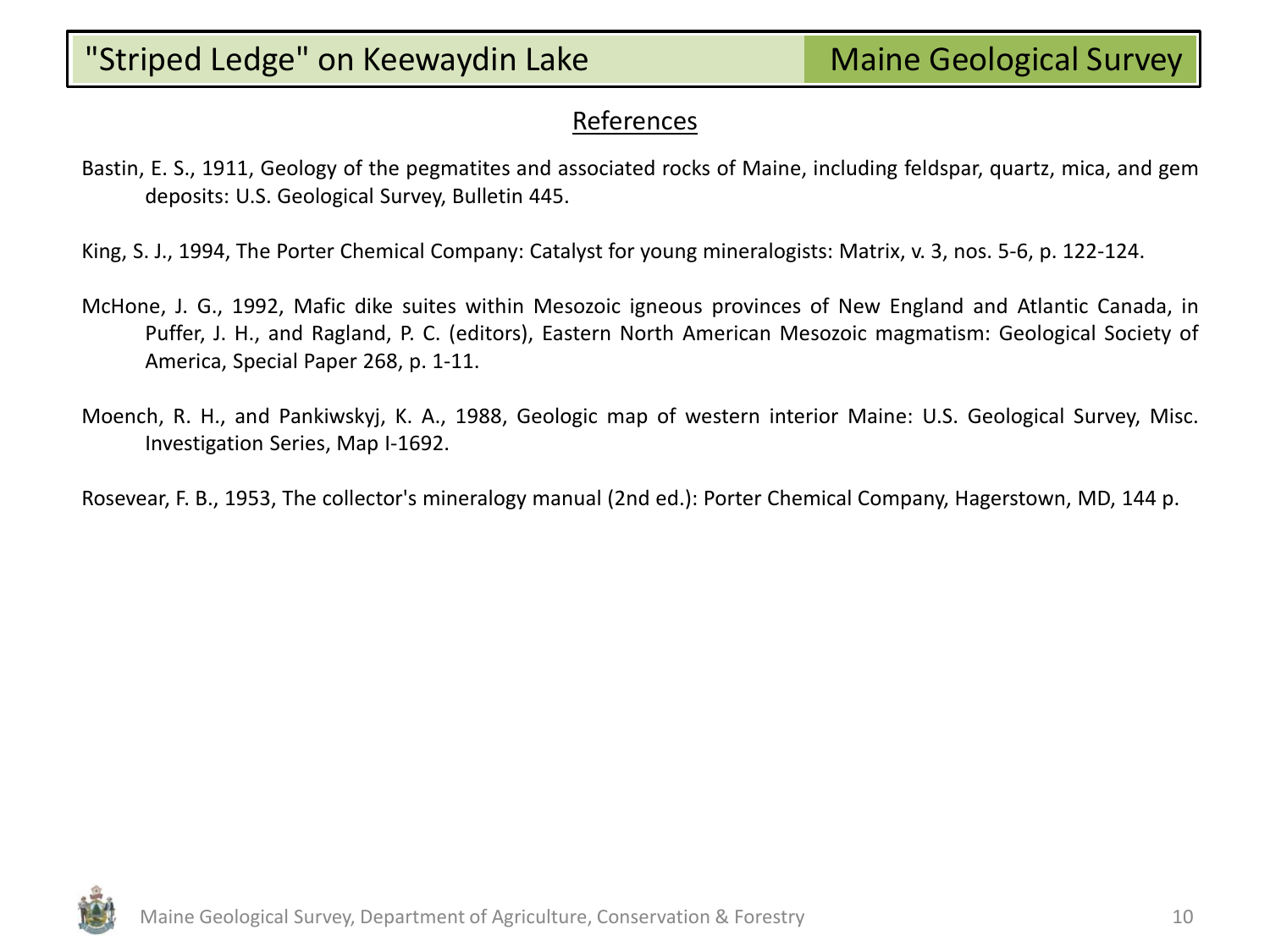## References

Bastin, E. S., 1911, Geology of the pegmatites and associated rocks of Maine, including feldspar, quartz, mica, and gem deposits: U.S. Geological Survey, Bulletin 445.

King, S. J., 1994, The Porter Chemical Company: Catalyst for young mineralogists: Matrix, v. 3, nos. 5-6, p. 122-124.

McHone, J. G., 1992, Mafic dike suites within Mesozoic igneous provinces of New England and Atlantic Canada, in Puffer, J. H., and Ragland, P. C. (editors), Eastern North American Mesozoic magmatism: Geological Society of America, Special Paper 268, p. 1-11.

Moench, R. H., and Pankiwskyj, K. A., 1988, Geologic map of western interior Maine: U.S. Geological Survey, Misc. Investigation Series, Map I-1692.

Rosevear, F. B., 1953, The collector's mineralogy manual (2nd ed.): Porter Chemical Company, Hagerstown, MD, 144 p.